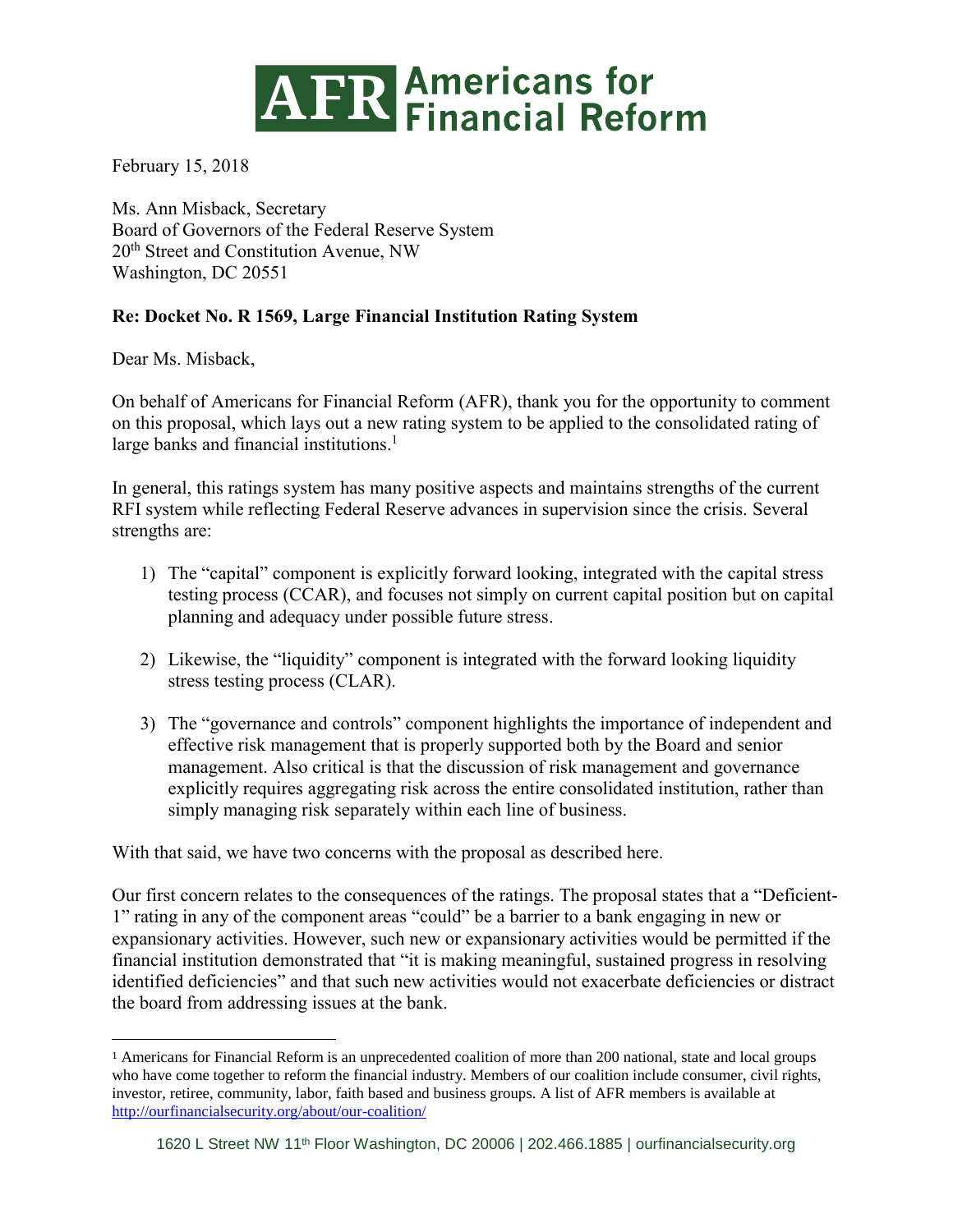# Americans for Financial Reform

February 15, 2018

Ms. Ann Misback, Secretary
Board of Governors of the Federal Reserve System
20th Street and Constitution Avenue, NW
Washington, DC 20551

**Re: Docket No. R 1569, Large Financial Institution Rating System**

Dear Ms. Misback,

On behalf of Americans for Financial Reform (AFR), thank you for the opportunity to comment on this proposal, which lays out a new rating system to be applied to the consolidated rating of large banks and financial institutions.[1]

In general, this ratings system has many positive aspects and maintains strengths of the current RFI system while reflecting Federal Reserve advances in supervision since the crisis. Several strengths are:

1) The "capital" component is explicitly forward looking, integrated with the capital stress testing process (CCAR), and focuses not simply on current capital position but on capital planning and adequacy under possible future stress.

2) Likewise, the "liquidity" component is integrated with the forward looking liquidity stress testing process (CLAR).

3) The "governance and controls" component highlights the importance of independent and effective risk management that is properly supported both by the Board and senior management. Also critical is that the discussion of risk management and governance explicitly requires aggregating risk across the entire consolidated institution, rather than simply managing risk separately within each line of business.

With that said, we have two concerns with the proposal as described here.

Our first concern relates to the consequences of the ratings. The proposal states that a "Deficient-1" rating in any of the component areas "could" be a barrier to a bank engaging in new or expansionary activities. However, such new or expansionary activities would be permitted if the financial institution demonstrated that "it is making meaningful, sustained progress in resolving identified deficiencies" and that such new activities would not exacerbate deficiencies or distract the board from addressing issues at the bank.

---

[1] Americans for Financial Reform is an unprecedented coalition of more than 200 national, state and local groups who have come together to reform the financial industry. Members of our coalition include consumer, civil rights, investor, retiree, community, labor, faith based and business groups. A list of AFR members is available at http://ourfinancialsecurity.org/about/our-coalition/

1620 L Street NW 11th Floor Washington, DC 20006 | 202.466.1885 | ourfinancialsecurity.org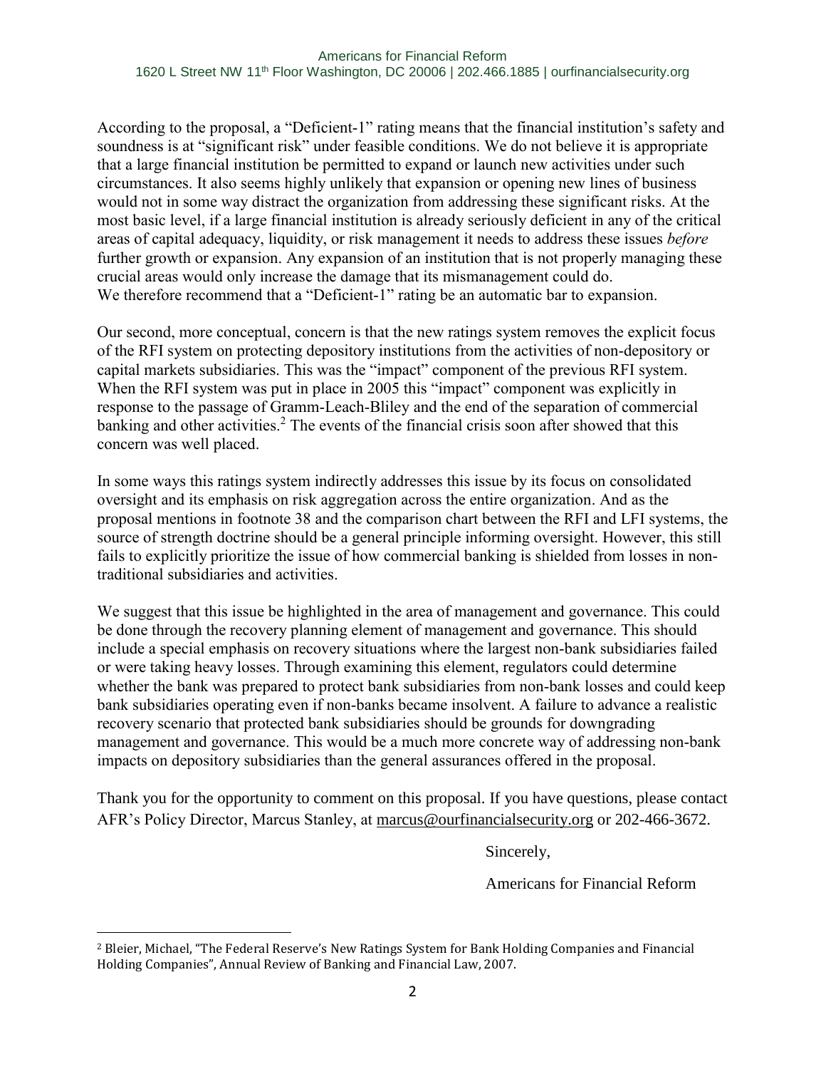According to the proposal, a "Deficient-1" rating means that the financial institution's safety and soundness is at "significant risk" under feasible conditions. We do not believe it is appropriate that a large financial institution be permitted to expand or launch new activities under such circumstances. It also seems highly unlikely that expansion or opening new lines of business would not in some way distract the organization from addressing these significant risks. At the most basic level, if a large financial institution is already seriously deficient in any of the critical areas of capital adequacy, liquidity, or risk management it needs to address these issues *before* further growth or expansion. Any expansion of an institution that is not properly managing these crucial areas would only increase the damage that its mismanagement could do.
We therefore recommend that a "Deficient-1" rating be an automatic bar to expansion.

Our second, more conceptual, concern is that the new ratings system removes the explicit focus of the RFI system on protecting depository institutions from the activities of non-depository or capital markets subsidiaries. This was the "impact" component of the previous RFI system. When the RFI system was put in place in 2005 this "impact" component was explicitly in response to the passage of Gramm-Leach-Bliley and the end of the separation of commercial banking and other activities.[2] The events of the financial crisis soon after showed that this concern was well placed.

In some ways this ratings system indirectly addresses this issue by its focus on consolidated oversight and its emphasis on risk aggregation across the entire organization. And as the proposal mentions in footnote 38 and the comparison chart between the RFI and LFI systems, the source of strength doctrine should be a general principle informing oversight. However, this still fails to explicitly prioritize the issue of how commercial banking is shielded from losses in non-traditional subsidiaries and activities.

We suggest that this issue be highlighted in the area of management and governance. This could be done through the recovery planning element of management and governance. This should include a special emphasis on recovery situations where the largest non-bank subsidiaries failed or were taking heavy losses. Through examining this element, regulators could determine whether the bank was prepared to protect bank subsidiaries from non-bank losses and could keep bank subsidiaries operating even if non-banks became insolvent. A failure to advance a realistic recovery scenario that protected bank subsidiaries should be grounds for downgrading management and governance. This would be a much more concrete way of addressing non-bank impacts on depository subsidiaries than the general assurances offered in the proposal.

Thank you for the opportunity to comment on this proposal. If you have questions, please contact AFR's Policy Director, Marcus Stanley, at marcus@ourfinancialsecurity.org or 202-466-3672.

Sincerely,

Americans for Financial Reform

---

[2] Bleier, Michael, "The Federal Reserve's New Ratings System for Bank Holding Companies and Financial Holding Companies", Annual Review of Banking and Financial Law, 2007.